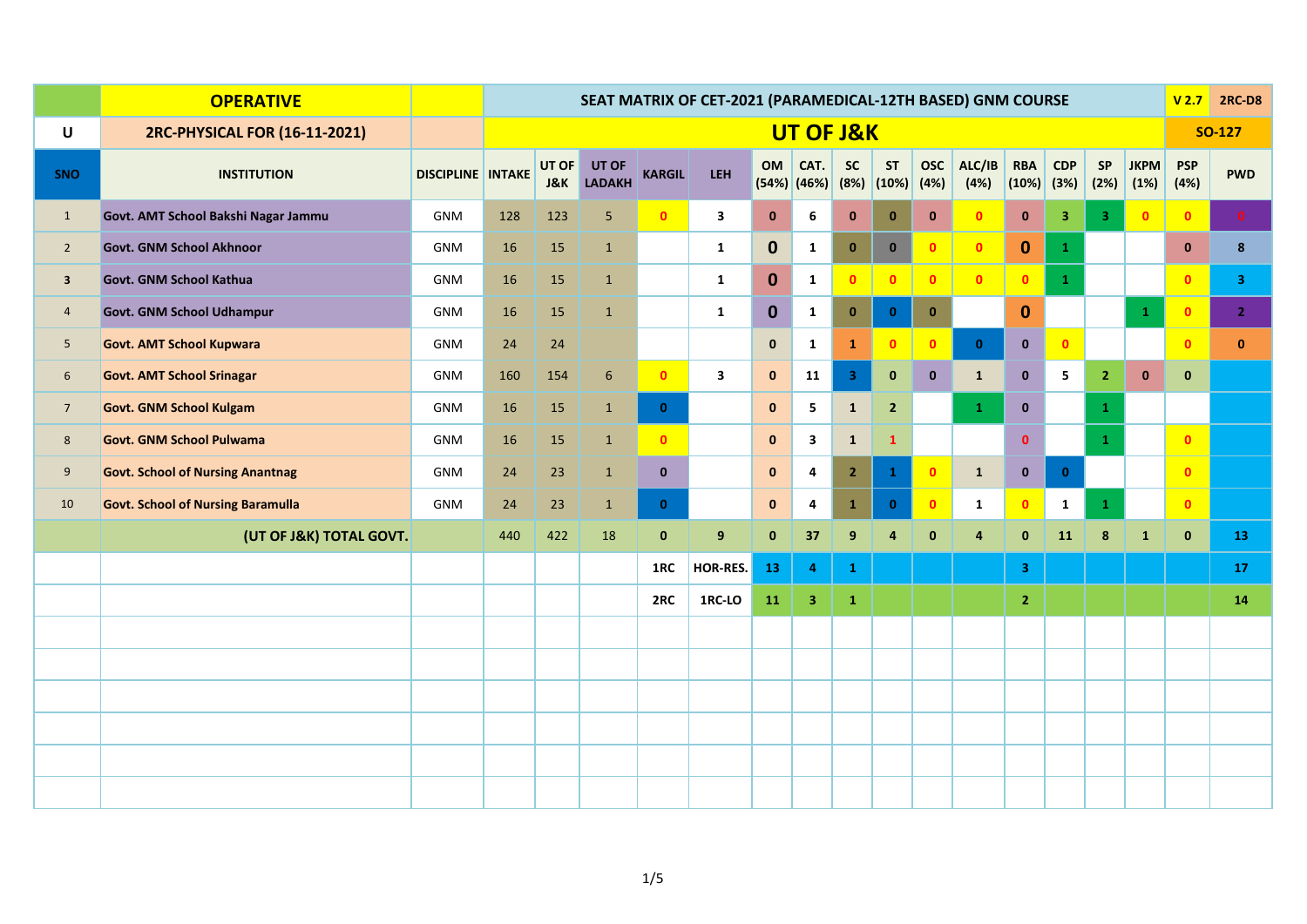| | OPERATIVE | | SEAT MATRIX OF CET-2021 (PARAMEDICAL-12TH BASED) GNM COURSE | | | | | | | | | | | | | | | V 2.7 | 2RC-D8 |
|---|---|---|---|---|---|---|---|---|---|---|---|---|---|---|---|---|---|---|---|
| U | 2RC-PHYSICAL FOR (16-11-2021) | | UT OF J&K | | | | | | | | | | | | | | | SO-127 | |
| SNO | INSTITUTION | DISCIPLINE | INTAKE | UT OF J&K | UT OF LADAKH | KARGIL | LEH | OM (54%) | CAT. (46%) | SC (8%) | ST (10%) | OSC (4%) | ALC/IB (4%) | RBA (10%) | CDP (3%) | SP (2%) | JKPM (1%) | PSP (4%) | PWD |
| 1 | Govt. AMT School Bakshi Nagar Jammu | GNM | 128 | 123 | 5 | 0 | 3 | 0 | 6 | 0 | 0 | 0 | 0 | 0 | 3 | 3 | 0 | 0 | 0 |
| 2 | Govt. GNM School Akhnoor | GNM | 16 | 15 | 1 | | 1 | 0 | 1 | 0 | 0 | 0 | 0 | 0 | 1 | | | 0 | 8 |
| 3 | Govt. GNM School Kathua | GNM | 16 | 15 | 1 | | 1 | 0 | 1 | 0 | 0 | 0 | 0 | 0 | 1 | | | 0 | 3 |
| 4 | Govt. GNM School Udhampur | GNM | 16 | 15 | 1 | | 1 | 0 | 1 | 0 | 0 | 0 | | 0 | | | 1 | 0 | 2 |
| 5 | Govt. AMT School Kupwara | GNM | 24 | 24 | | | | 0 | 1 | 1 | 0 | 0 | 0 | 0 | 0 | | | 0 | 0 |
| 6 | Govt. AMT School Srinagar | GNM | 160 | 154 | 6 | 0 | 3 | 0 | 11 | 3 | 0 | 0 | 1 | 0 | 5 | 2 | 0 | 0 | |
| 7 | Govt. GNM School Kulgam | GNM | 16 | 15 | 1 | 0 | | 0 | 5 | 1 | 2 | | 1 | 0 | | 1 | | | |
| 8 | Govt. GNM School Pulwama | GNM | 16 | 15 | 1 | 0 | | 0 | 3 | 1 | 1 | | | 0 | | 1 | | 0 | |
| 9 | Govt. School of Nursing Anantnag | GNM | 24 | 23 | 1 | 0 | | 0 | 4 | 2 | 1 | 0 | 1 | 0 | 0 | | | 0 | |
| 10 | Govt. School of Nursing Baramulla | GNM | 24 | 23 | 1 | 0 | | 0 | 4 | 1 | 0 | 0 | 1 | 0 | 1 | 1 | | 0 | |
| | (UT OF J&K) TOTAL GOVT. | | 440 | 422 | 18 | 0 | 9 | 0 | 37 | 9 | 4 | 0 | 4 | 0 | 11 | 8 | 1 | 0 | 13 |
| | | | | | | 1RC | HOR-RES. | 13 | 4 | 1 | | | | 3 | | | | | 17 |
| | | | | | | 2RC | 1RC-LO | 11 | 3 | 1 | | | | 2 | | | | | 14 |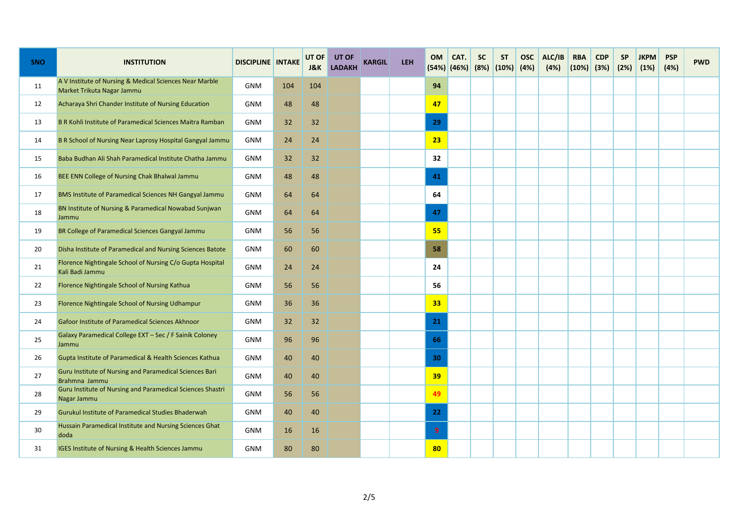| SNO | INSTITUTION | DISCIPLINE | INTAKE | UT OF J&K | UT OF LADAKH | KARGIL | LEH | OM (54%) | CAT. (46%) | SC (8%) | ST (10%) | OSC (4%) | ALC/IB (4%) | RBA (10%) | CDP (3%) | SP (2%) | JKPM (1%) | PSP (4%) | PWD |
|---|---|---|---|---|---|---|---|---|---|---|---|---|---|---|---|---|---|---|---|
| 11 | A V Institute of Nursing & Medical Sciences Near Marble Market Trikuta Nagar Jammu | GNM | 104 | 104 | | | | **94** | | | | | | | | | | | |
| 12 | Acharaya Shri Chander Institute of Nursing Education | GNM | 48 | 48 | | | | **47** | | | | | | | | | | | |
| 13 | B R Kohli Institute of Paramedical Sciences Maitra Ramban | GNM | 32 | 32 | | | | **29** | | | | | | | | | | | |
| 14 | B R School of Nursing Near Laprosy Hospital Gangyal Jammu | GNM | 24 | 24 | | | | **23** | | | | | | | | | | | |
| 15 | Baba Budhan Ali Shah Paramedical Institute Chatha Jammu | GNM | 32 | 32 | | | | **32** | | | | | | | | | | | |
| 16 | BEE ENN College of Nursing Chak Bhalwal Jammu | GNM | 48 | 48 | | | | **41** | | | | | | | | | | | |
| 17 | BMS Institute of Paramedical Sciences NH Gangyal Jammu | GNM | 64 | 64 | | | | **64** | | | | | | | | | | | |
| 18 | BN Institute of Nursing & Paramedical Nowabad Sunjwan Jammu | GNM | 64 | 64 | | | | **47** | | | | | | | | | | | |
| 19 | BR College of Paramedical Sciences Gangyal Jammu | GNM | 56 | 56 | | | | **55** | | | | | | | | | | | |
| 20 | Disha Institute of Paramedical and Nursing Sciences Batote | GNM | 60 | 60 | | | | **58** | | | | | | | | | | | |
| 21 | Florence Nightingale School of Nursing C/o Gupta Hospital Kali Badi Jammu | GNM | 24 | 24 | | | | **24** | | | | | | | | | | | |
| 22 | Florence Nightingale School of Nursing Kathua | GNM | 56 | 56 | | | | **56** | | | | | | | | | | | |
| 23 | Florence Nightingale School of Nursing Udhampur | GNM | 36 | 36 | | | | **33** | | | | | | | | | | | |
| 24 | Gafoor Institute of Paramedical Sciences Akhnoor | GNM | 32 | 32 | | | | **21** | | | | | | | | | | | |
| 25 | Galaxy Paramedical College EXT – Sec / F Sainik Coloney Jammu | GNM | 96 | 96 | | | | **66** | | | | | | | | | | | |
| 26 | Gupta Institute of Paramedical & Health Sciences Kathua | GNM | 40 | 40 | | | | **30** | | | | | | | | | | | |
| 27 | Guru Institute of Nursing and Paramedical Sciences Bari Brahmna Jammu | GNM | 40 | 40 | | | | **39** | | | | | | | | | | | |
| 28 | Guru Institute of Nursing and Paramedical Sciences Shastri Nagar Jammu | GNM | 56 | 56 | | | | **49** | | | | | | | | | | | |
| 29 | Gurukul Institute of Paramedical Studies Bhaderwah | GNM | 40 | 40 | | | | **22** | | | | | | | | | | | |
| 30 | Hussain Paramedical Institute and Nursing Sciences Ghat doda | GNM | 16 | 16 | | | | **9** | | | | | | | | | | | |
| 31 | IGES Institute of Nursing & Health Sciences Jammu | GNM | 80 | 80 | | | | **80** | | | | | | | | | | | |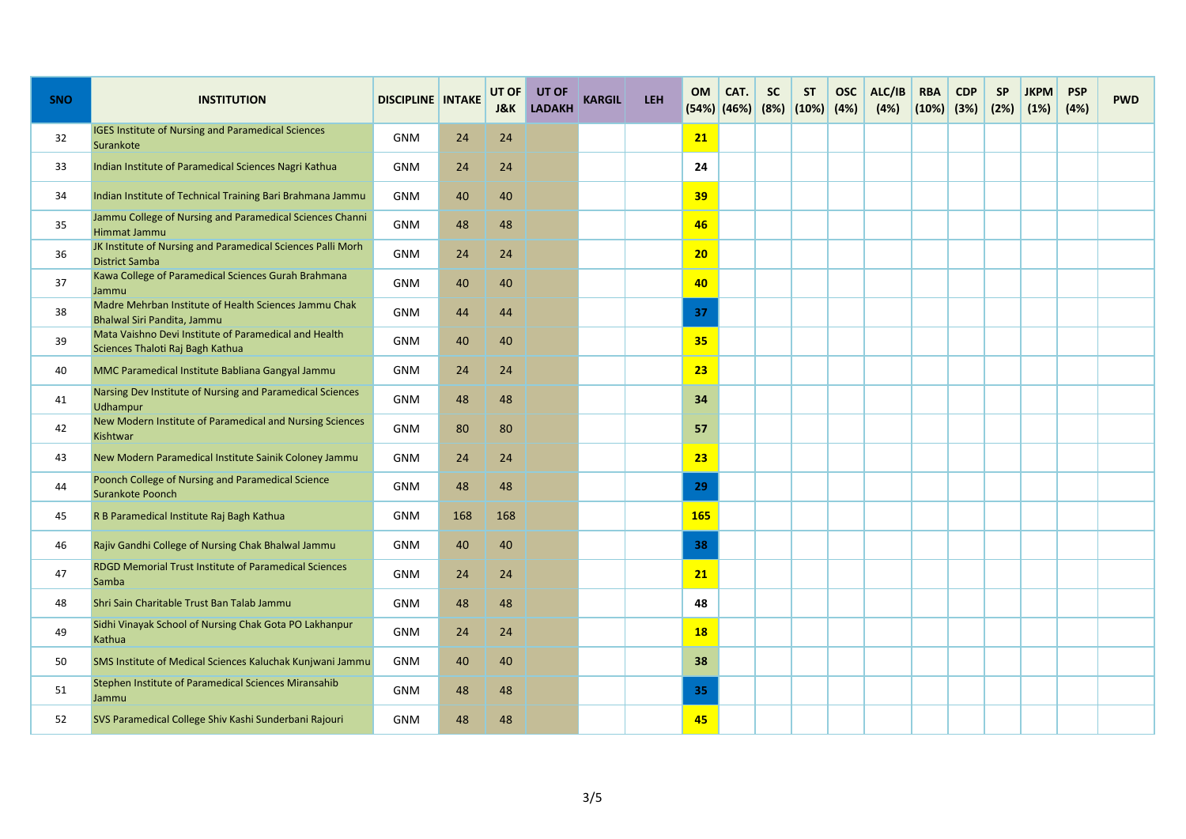| SNO | INSTITUTION | DISCIPLINE | INTAKE | UT OF J&K | UT OF LADAKH | KARGIL | LEH | OM (54%) | CAT. (46%) | SC (8%) | ST (10%) | OSC (4%) | ALC/IB (4%) | RBA (10%) | CDP (3%) | SP (2%) | JKPM (1%) | PSP (4%) | PWD |
|---|---|---|---|---|---|---|---|---|---|---|---|---|---|---|---|---|---|---|---|
| 32 | IGES Institute of Nursing and Paramedical Sciences Surankote | GNM | 24 | 24 | | | | 21 | | | | | | | | | | | |
| 33 | Indian Institute of Paramedical Sciences Nagri Kathua | GNM | 24 | 24 | | | | 24 | | | | | | | | | | | |
| 34 | Indian Institute of Technical Training Bari Brahmana Jammu | GNM | 40 | 40 | | | | 39 | | | | | | | | | | | |
| 35 | Jammu College of Nursing and Paramedical Sciences Channi Himmat Jammu | GNM | 48 | 48 | | | | 46 | | | | | | | | | | | |
| 36 | JK Institute of Nursing and Paramedical Sciences Palli Morh District Samba | GNM | 24 | 24 | | | | 20 | | | | | | | | | | | |
| 37 | Kawa College of Paramedical Sciences Gurah Brahmana Jammu | GNM | 40 | 40 | | | | 40 | | | | | | | | | | | |
| 38 | Madre Mehrban Institute of Health Sciences Jammu Chak Bhalwal Siri Pandita, Jammu | GNM | 44 | 44 | | | | 37 | | | | | | | | | | | |
| 39 | Mata Vaishno Devi Institute of Paramedical and Health Sciences Thaloti Raj Bagh Kathua | GNM | 40 | 40 | | | | 35 | | | | | | | | | | | |
| 40 | MMC Paramedical Institute Babliana Gangyal Jammu | GNM | 24 | 24 | | | | 23 | | | | | | | | | | | |
| 41 | Narsing Dev Institute of Nursing and Paramedical Sciences Udhampur | GNM | 48 | 48 | | | | 34 | | | | | | | | | | | |
| 42 | New Modern Institute of Paramedical and Nursing Sciences Kishtwar | GNM | 80 | 80 | | | | 57 | | | | | | | | | | | |
| 43 | New Modern Paramedical Institute Sainik Coloney Jammu | GNM | 24 | 24 | | | | 23 | | | | | | | | | | | |
| 44 | Poonch College of Nursing and Paramedical Science Surankote Poonch | GNM | 48 | 48 | | | | 29 | | | | | | | | | | | |
| 45 | R B Paramedical Institute Raj Bagh Kathua | GNM | 168 | 168 | | | | 165 | | | | | | | | | | | |
| 46 | Rajiv Gandhi College of Nursing Chak Bhalwal Jammu | GNM | 40 | 40 | | | | 38 | | | | | | | | | | | |
| 47 | RDGD Memorial Trust Institute of Paramedical Sciences Samba | GNM | 24 | 24 | | | | 21 | | | | | | | | | | | |
| 48 | Shri Sain Charitable Trust Ban Talab Jammu | GNM | 48 | 48 | | | | 48 | | | | | | | | | | | |
| 49 | Sidhi Vinayak School of Nursing Chak Gota PO Lakhanpur Kathua | GNM | 24 | 24 | | | | 18 | | | | | | | | | | | |
| 50 | SMS Institute of Medical Sciences Kaluchak Kunjwani Jammu | GNM | 40 | 40 | | | | 38 | | | | | | | | | | | |
| 51 | Stephen Institute of Paramedical Sciences Miransahib Jammu | GNM | 48 | 48 | | | | 35 | | | | | | | | | | | |
| 52 | SVS Paramedical College Shiv Kashi Sunderbani Rajouri | GNM | 48 | 48 | | | | 45 | | | | | | | | | | | |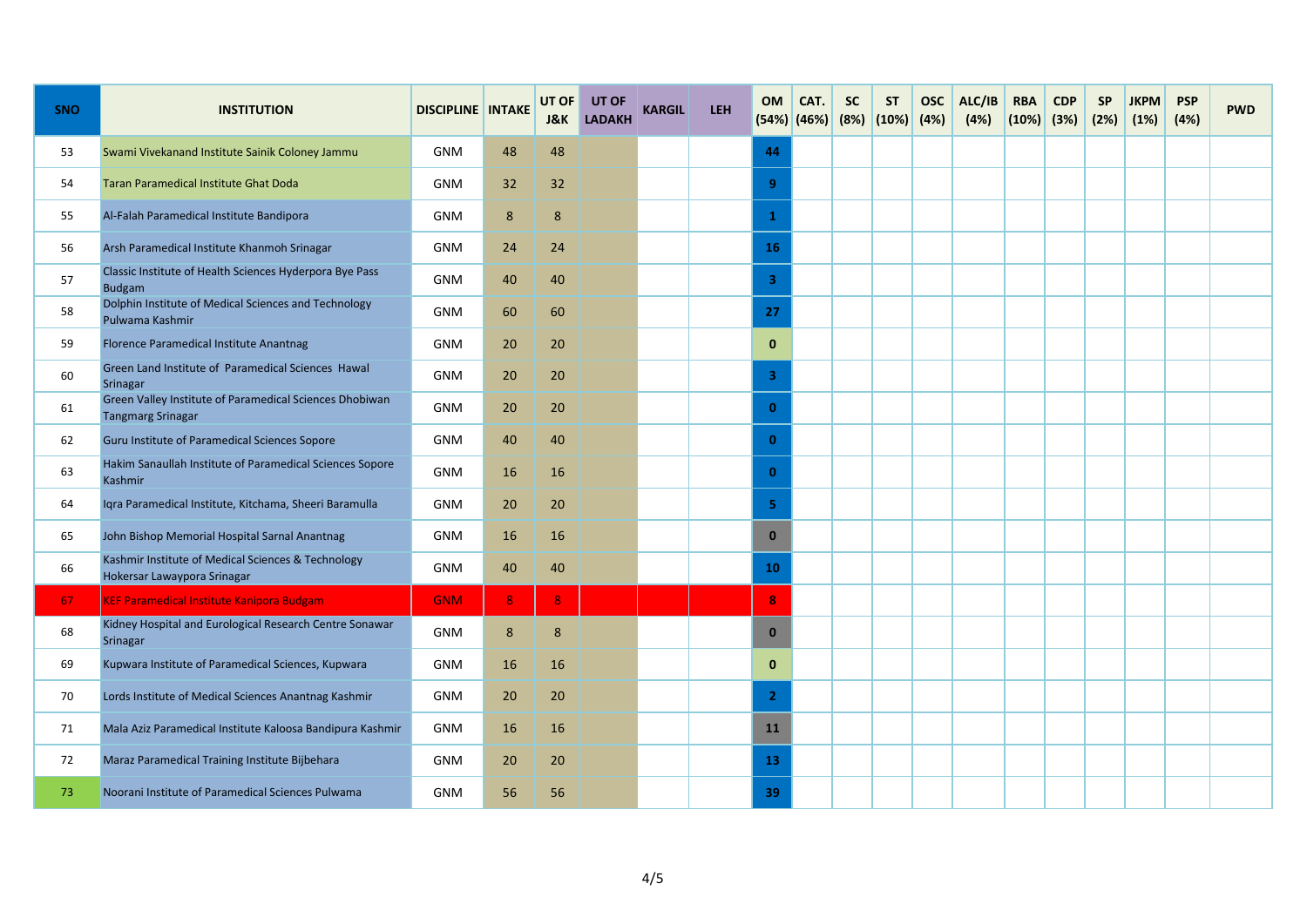| SNO | INSTITUTION | DISCIPLINE | INTAKE | UT OF J&K | UT OF LADAKH | KARGIL | LEH | OM (54%) | CAT. (46%) | SC (8%) | ST (10%) | OSC (4%) | ALC/IB (4%) | RBA (10%) | CDP (3%) | SP (2%) | JKPM (1%) | PSP (4%) | PWD |
|---|---|---|---|---|---|---|---|---|---|---|---|---|---|---|---|---|---|---|---|
| 53 | Swami Vivekanand Institute Sainik Coloney Jammu | GNM | 48 | 48 | | | | 44 | | | | | | | | | | | |
| 54 | Taran Paramedical Institute Ghat Doda | GNM | 32 | 32 | | | | 9 | | | | | | | | | | | |
| 55 | Al-Falah Paramedical Institute Bandipora | GNM | 8 | 8 | | | | 1 | | | | | | | | | | | |
| 56 | Arsh Paramedical Institute Khanmoh Srinagar | GNM | 24 | 24 | | | | 16 | | | | | | | | | | | |
| 57 | Classic Institute of Health Sciences Hyderpora Bye Pass Budgam | GNM | 40 | 40 | | | | 3 | | | | | | | | | | | |
| 58 | Dolphin Institute of Medical Sciences and Technology Pulwama Kashmir | GNM | 60 | 60 | | | | 27 | | | | | | | | | | | |
| 59 | Florence Paramedical Institute Anantnag | GNM | 20 | 20 | | | | 0 | | | | | | | | | | | |
| 60 | Green Land Institute of Paramedical Sciences Hawal Srinagar | GNM | 20 | 20 | | | | 3 | | | | | | | | | | | |
| 61 | Green Valley Institute of Paramedical Sciences Dhobiwan Tangmarg Srinagar | GNM | 20 | 20 | | | | 0 | | | | | | | | | | | |
| 62 | Guru Institute of Paramedical Sciences Sopore | GNM | 40 | 40 | | | | 0 | | | | | | | | | | | |
| 63 | Hakim Sanaullah Institute of Paramedical Sciences Sopore Kashmir | GNM | 16 | 16 | | | | 0 | | | | | | | | | | | |
| 64 | Iqra Paramedical Institute, Kitchama, Sheeri Baramulla | GNM | 20 | 20 | | | | 5 | | | | | | | | | | | |
| 65 | John Bishop Memorial Hospital Sarnal Anantnag | GNM | 16 | 16 | | | | 0 | | | | | | | | | | | |
| 66 | Kashmir Institute of Medical Sciences & Technology Hokersar Lawaypora Srinagar | GNM | 40 | 40 | | | | 10 | | | | | | | | | | | |
| 67 | KEF Paramedical Institute Kanipora Budgam | GNM | 8 | 8 | | | | 8 | | | | | | | | | | | |
| 68 | Kidney Hospital and Eurological Research Centre Sonawar Srinagar | GNM | 8 | 8 | | | | 0 | | | | | | | | | | | |
| 69 | Kupwara Institute of Paramedical Sciences, Kupwara | GNM | 16 | 16 | | | | 0 | | | | | | | | | | | |
| 70 | Lords Institute of Medical Sciences Anantnag Kashmir | GNM | 20 | 20 | | | | 2 | | | | | | | | | | | |
| 71 | Mala Aziz Paramedical Institute Kaloosa Bandipura Kashmir | GNM | 16 | 16 | | | | 11 | | | | | | | | | | | |
| 72 | Maraz Paramedical Training Institute Bijbehara | GNM | 20 | 20 | | | | 13 | | | | | | | | | | | |
| 73 | Noorani Institute of Paramedical Sciences Pulwama | GNM | 56 | 56 | | | | 39 | | | | | | | | | | | |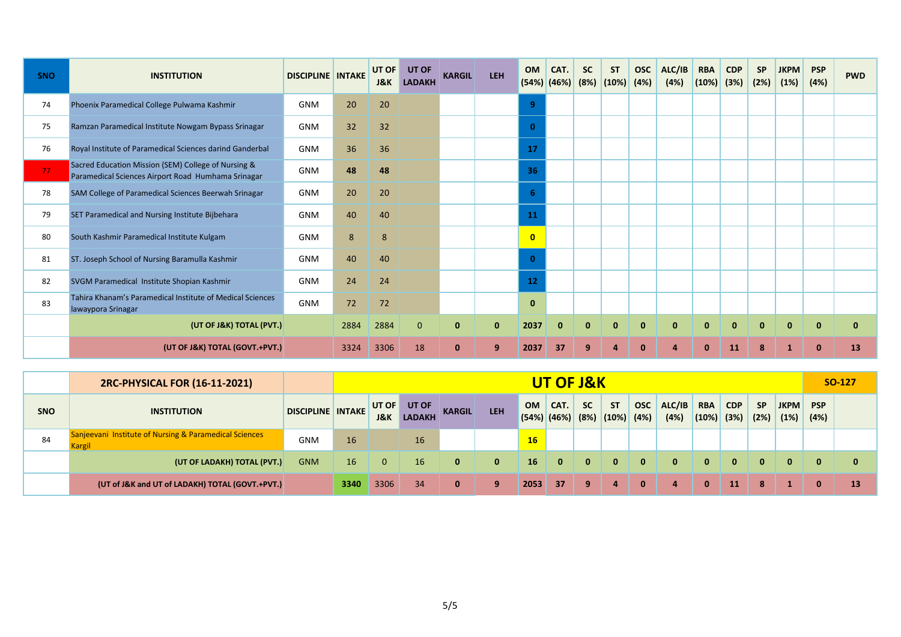| SNO | INSTITUTION | DISCIPLINE | INTAKE | UT OF J&K | UT OF LADAKH | KARGIL | LEH | OM (54%) | CAT. (46%) | SC (8%) | ST (10%) | OSC (4%) | ALC/IB (4%) | RBA (10%) | CDP (3%) | SP (2%) | JKPM (1%) | PSP (4%) | PWD |
|---|---|---|---|---|---|---|---|---|---|---|---|---|---|---|---|---|---|---|---|
| 74 | Phoenix Paramedical College Pulwama Kashmir | GNM | 20 | 20 | | | | 9 | | | | | | | | | | | |
| 75 | Ramzan Paramedical Institute Nowgam Bypass Srinagar | GNM | 32 | 32 | | | | 0 | | | | | | | | | | | |
| 76 | Royal Institute of Paramedical Sciences darind Ganderbal | GNM | 36 | 36 | | | | 17 | | | | | | | | | | | |
| 77 | Sacred Education Mission (SEM) College of Nursing & Paramedical Sciences Airport Road Humhama Srinagar | GNM | **48** | **48** | | | | 36 | | | | | | | | | | | |
| 78 | SAM College of Paramedical Sciences Beerwah Srinagar | GNM | 20 | 20 | | | | 6 | | | | | | | | | | | |
| 79 | SET Paramedical and Nursing Institute Bijbehara | GNM | 40 | 40 | | | | 11 | | | | | | | | | | | |
| 80 | South Kashmir Paramedical Institute Kulgam | GNM | 8 | 8 | | | | 0 | | | | | | | | | | | |
| 81 | ST. Joseph School of Nursing Baramulla Kashmir | GNM | 40 | 40 | | | | 0 | | | | | | | | | | | |
| 82 | SVGM Paramedical Institute Shopian Kashmir | GNM | 24 | 24 | | | | 12 | | | | | | | | | | | |
| 83 | Tahira Khanam's Paramedical Institute of Medical Sciences lawaypora Srinagar | GNM | 72 | 72 | | | | 0 | | | | | | | | | | | |
| | **(UT OF J&K) TOTAL (PVT.)** | | 2884 | 2884 | 0 | **0** | **0** | **2037** | **0** | **0** | **0** | **0** | **0** | **0** | **0** | **0** | **0** | **0** | **0** |
| | **(UT OF J&K) TOTAL (GOVT.+PVT.)** | | 3324 | 3306 | 18 | **0** | **9** | **2037** | **37** | **9** | **4** | **0** | **4** | **0** | **11** | **8** | **1** | **0** | **13** |

| | **2RC-PHYSICAL FOR (16-11-2021)** | | **UT OF J&K** | | | | | | | | | | | | | | | **SO-127** | |
|---|---|---|---|---|---|---|---|---|---|---|---|---|---|---|---|---|---|---|---|
| SNO | INSTITUTION | DISCIPLINE | INTAKE | UT OF J&K | UT OF LADAKH | KARGIL | LEH | OM (54%) | CAT. (46%) | SC (8%) | ST (10%) | OSC (4%) | ALC/IB (4%) | RBA (10%) | CDP (3%) | SP (2%) | JKPM (1%) | PSP (4%) | |
| 84 | Sanjeevani Institute of Nursing & Paramedical Sciences Kargil | GNM | 16 | | 16 | | | 16 | | | | | | | | | | | |
| | **(UT OF LADAKH) TOTAL (PVT.)** | GNM | 16 | 0 | 16 | **0** | **0** | **16** | **0** | **0** | **0** | **0** | **0** | **0** | **0** | **0** | **0** | **0** | **0** |
| | **(UT of J&K and UT of LADAKH) TOTAL (GOVT.+PVT.)** | | **3340** | 3306 | 34 | **0** | **9** | **2053** | **37** | **9** | **4** | **0** | **4** | **0** | **11** | **8** | **1** | **0** | **13** |